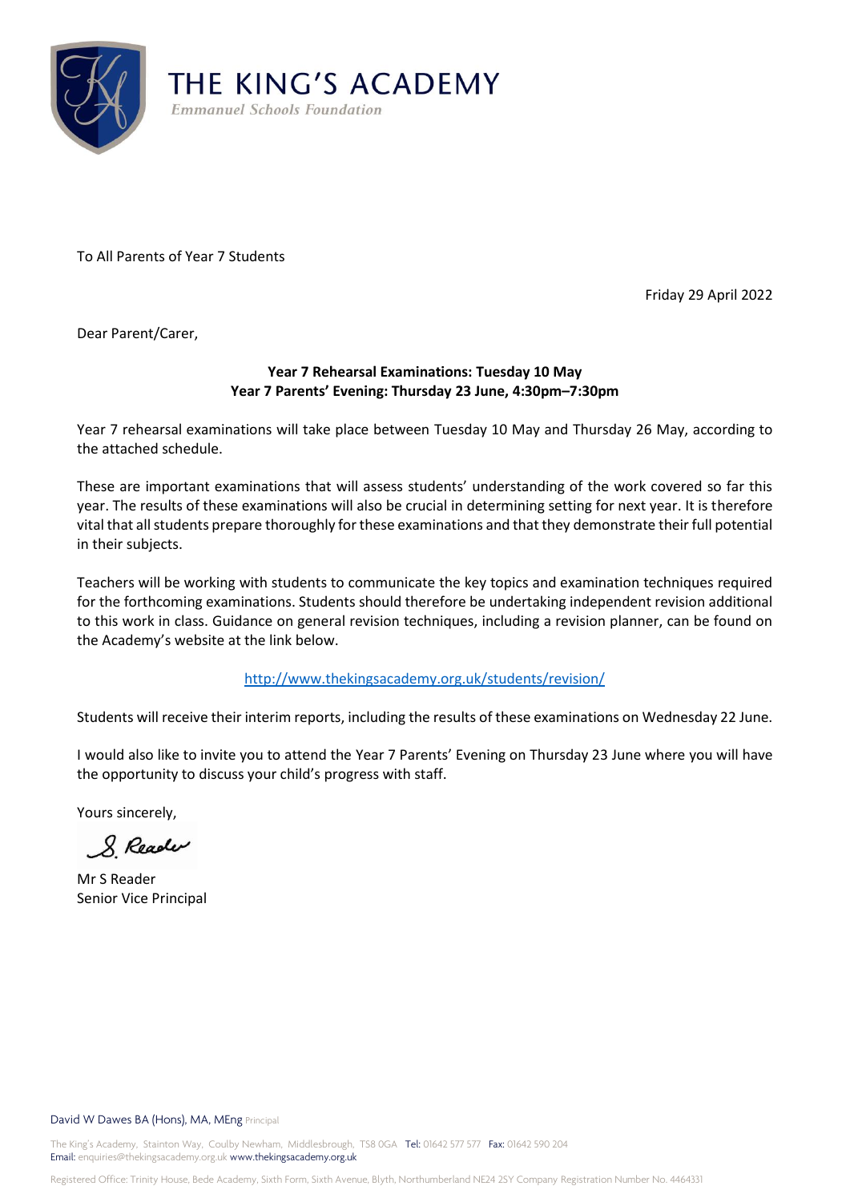# THE KING'S ACADEMY

*Emmanuel Schools Foundation*

To All Parents of Year 7 Students

Friday 29 April 2022

Dear Parent/Carer,

**Year 7 Rehearsal Examinations: Tuesday 10 May**
**Year 7 Parents' Evening: Thursday 23 June, 4:30pm–7:30pm**

Year 7 rehearsal examinations will take place between Tuesday 10 May and Thursday 26 May, according to the attached schedule.

These are important examinations that will assess students' understanding of the work covered so far this year. The results of these examinations will also be crucial in determining setting for next year. It is therefore vital that all students prepare thoroughly for these examinations and that they demonstrate their full potential in their subjects.

Teachers will be working with students to communicate the key topics and examination techniques required for the forthcoming examinations. Students should therefore be undertaking independent revision additional to this work in class. Guidance on general revision techniques, including a revision planner, can be found on the Academy's website at the link below.

http://www.thekingsacademy.org.uk/students/revision/

Students will receive their interim reports, including the results of these examinations on Wednesday 22 June.

I would also like to invite you to attend the Year 7 Parents' Evening on Thursday 23 June where you will have the opportunity to discuss your child's progress with staff.

Yours sincerely,

S. Reader

Mr S Reader
Senior Vice Principal

David W Dawes BA (Hons), MA, MEng Principal

The King's Academy, Stainton Way, Coulby Newham, Middlesbrough, TS8 0GA Tel: 01642 577 577 Fax: 01642 590 204
Email: enquiries@thekingsacademy.org.uk www.thekingsacademy.org.uk

Registered Office: Trinity House, Bede Academy, Sixth Form, Sixth Avenue, Blyth, Northumberland NE24 2SY Company Registration Number No. 4464331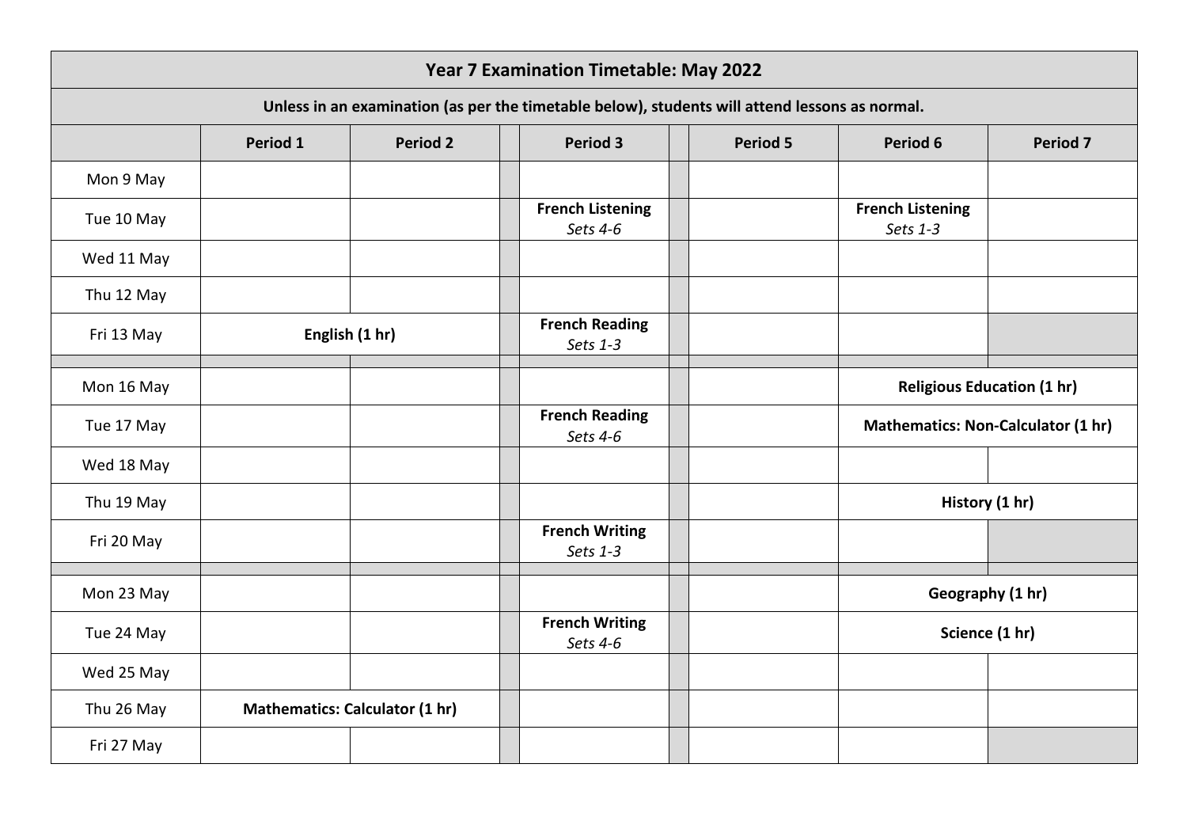## Year 7 Examination Timetable: May 2022

**Unless in an examination (as per the timetable below), students will attend lessons as normal.**

| | Period 1 | Period 2 | | Period 3 | | Period 5 | Period 6 | Period 7 |
|---|---|---|---|---|---|---|---|---|
| Mon 9 May | | | | | | | | |
| Tue 10 May | | | | **French Listening** *Sets 4-6* | | | **French Listening** *Sets 1-3* | |
| Wed 11 May | | | | | | | | |
| Thu 12 May | | | | | | | | |
| Fri 13 May | **English (1 hr)** | | | **French Reading** *Sets 1-3* | | | | |
| Mon 16 May | | | | | | | **Religious Education (1 hr)** | |
| Tue 17 May | | | | **French Reading** *Sets 4-6* | | | **Mathematics: Non-Calculator (1 hr)** | |
| Wed 18 May | | | | | | | | |
| Thu 19 May | | | | | | | **History (1 hr)** | |
| Fri 20 May | | | | **French Writing** *Sets 1-3* | | | | |
| Mon 23 May | | | | | | | **Geography (1 hr)** | |
| Tue 24 May | | | | **French Writing** *Sets 4-6* | | | **Science (1 hr)** | |
| Wed 25 May | | | | | | | | |
| Thu 26 May | **Mathematics: Calculator (1 hr)** | | | | | | | |
| Fri 27 May | | | | | | | | |